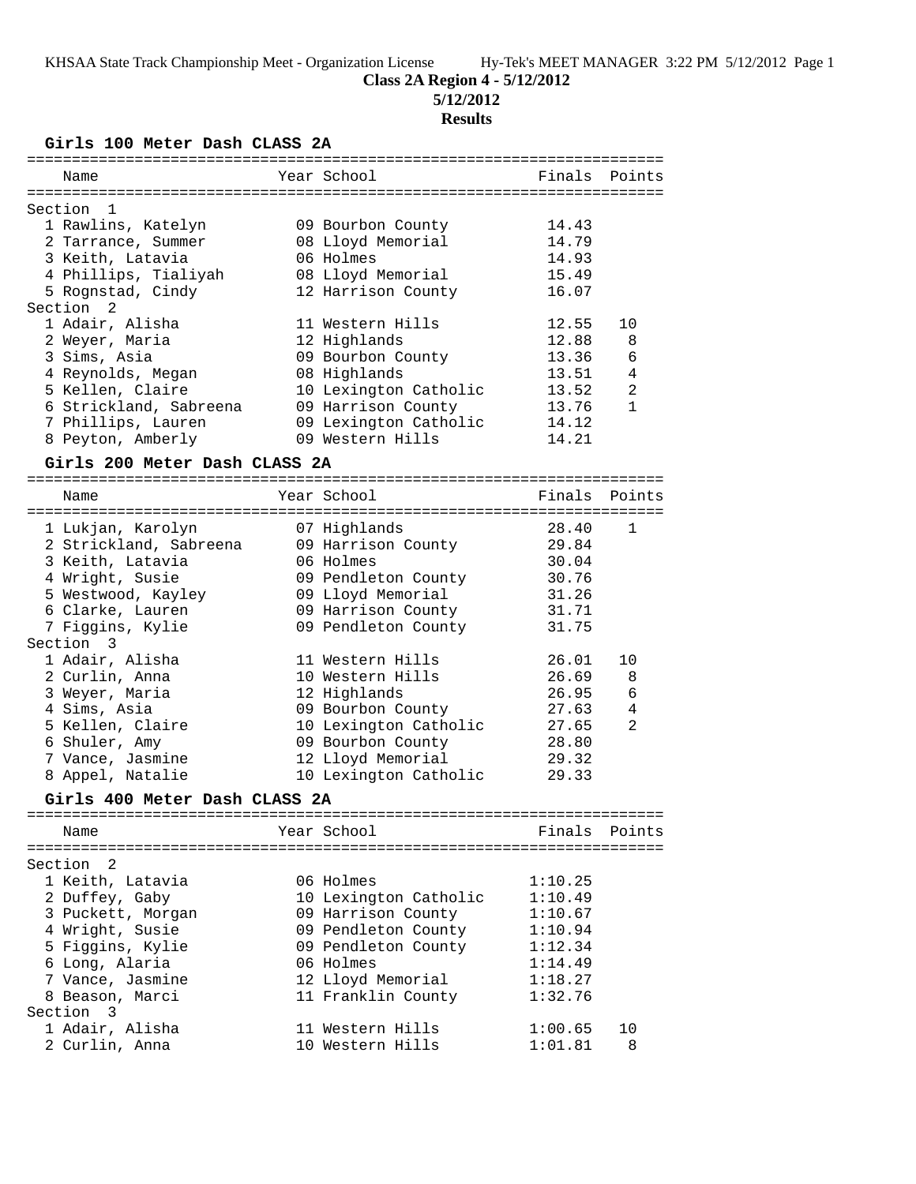KHSAA State Track Championship Meet - Organization License Hy-Tek's MEET MANAGER 3:22 PM 5/12/2012

# Class 2A Region 4 - 5/12/2012

**5/12/2012**

**Results**

### Girls 100 Meter Dash CLASS 2A

| Name | Year | School | Finals | Points |
|---|---|---|---|---|
| **Section 1** | | | | |
| 1 Rawlins, Katelyn | 09 | Bourbon County | 14.43 | |
| 2 Tarrance, Summer | 08 | Lloyd Memorial | 14.79 | |
| 3 Keith, Latavia | 06 | Holmes | 14.93 | |
| 4 Phillips, Tialiyah | 08 | Lloyd Memorial | 15.49 | |
| 5 Rognstad, Cindy | 12 | Harrison County | 16.07 | |
| **Section 2** | | | | |
| 1 Adair, Alisha | 11 | Western Hills | 12.55 | 10 |
| 2 Weyer, Maria | 12 | Highlands | 12.88 | 8 |
| 3 Sims, Asia | 09 | Bourbon County | 13.36 | 6 |
| 4 Reynolds, Megan | 08 | Highlands | 13.51 | 4 |
| 5 Kellen, Claire | 10 | Lexington Catholic | 13.52 | 2 |
| 6 Strickland, Sabreena | 09 | Harrison County | 13.76 | 1 |
| 7 Phillips, Lauren | 09 | Lexington Catholic | 14.12 | |
| 8 Peyton, Amberly | 09 | Western Hills | 14.21 | |

### Girls 200 Meter Dash CLASS 2A

| Name | Year | School | Finals | Points |
|---|---|---|---|---|
| 1 Lukjan, Karolyn | 07 | Highlands | 28.40 | 1 |
| 2 Strickland, Sabreena | 09 | Harrison County | 29.84 | |
| 3 Keith, Latavia | 06 | Holmes | 30.04 | |
| 4 Wright, Susie | 09 | Pendleton County | 30.76 | |
| 5 Westwood, Kayley | 09 | Lloyd Memorial | 31.26 | |
| 6 Clarke, Lauren | 09 | Harrison County | 31.71 | |
| 7 Figgins, Kylie | 09 | Pendleton County | 31.75 | |
| **Section 3** | | | | |
| 1 Adair, Alisha | 11 | Western Hills | 26.01 | 10 |
| 2 Curlin, Anna | 10 | Western Hills | 26.69 | 8 |
| 3 Weyer, Maria | 12 | Highlands | 26.95 | 6 |
| 4 Sims, Asia | 09 | Bourbon County | 27.63 | 4 |
| 5 Kellen, Claire | 10 | Lexington Catholic | 27.65 | 2 |
| 6 Shuler, Amy | 09 | Bourbon County | 28.80 | |
| 7 Vance, Jasmine | 12 | Lloyd Memorial | 29.32 | |
| 8 Appel, Natalie | 10 | Lexington Catholic | 29.33 | |

### Girls 400 Meter Dash CLASS 2A

| Name | Year | School | Finals | Points |
|---|---|---|---|---|
| **Section 2** | | | | |
| 1 Keith, Latavia | 06 | Holmes | 1:10.25 | |
| 2 Duffey, Gaby | 10 | Lexington Catholic | 1:10.49 | |
| 3 Puckett, Morgan | 09 | Harrison County | 1:10.67 | |
| 4 Wright, Susie | 09 | Pendleton County | 1:10.94 | |
| 5 Figgins, Kylie | 09 | Pendleton County | 1:12.34 | |
| 6 Long, Alaria | 06 | Holmes | 1:14.49 | |
| 7 Vance, Jasmine | 12 | Lloyd Memorial | 1:18.27 | |
| 8 Beason, Marci | 11 | Franklin County | 1:32.76 | |
| **Section 3** | | | | |
| 1 Adair, Alisha | 11 | Western Hills | 1:00.65 | 10 |
| 2 Curlin, Anna | 10 | Western Hills | 1:01.81 | 8 |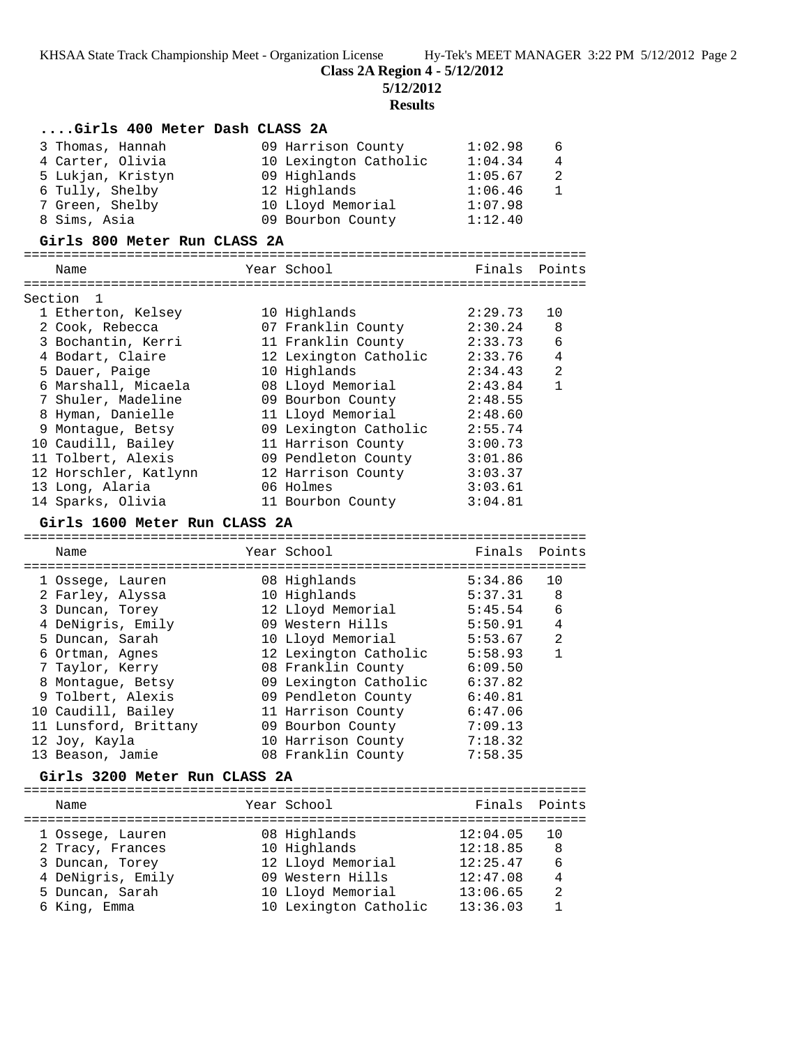**Class 2A Region 4 - 5/12/2012**

**5/12/2012**

**Results**

### ....Girls 400 Meter Dash CLASS 2A

| | Name | Year | School | Finals | Points |
|---|---|---|---|---|---|
| 3 | Thomas, Hannah | 09 | Harrison County | 1:02.98 | 6 |
| 4 | Carter, Olivia | 10 | Lexington Catholic | 1:04.34 | 4 |
| 5 | Lukjan, Kristyn | 09 | Highlands | 1:05.67 | 2 |
| 6 | Tully, Shelby | 12 | Highlands | 1:06.46 | 1 |
| 7 | Green, Shelby | 10 | Lloyd Memorial | 1:07.98 | |
| 8 | Sims, Asia | 09 | Bourbon County | 1:12.40 | |

### Girls 800 Meter Run CLASS 2A

Section 1

| | Name | Year | School | Finals | Points |
|---|---|---|---|---|---|
| 1 | Etherton, Kelsey | 10 | Highlands | 2:29.73 | 10 |
| 2 | Cook, Rebecca | 07 | Franklin County | 2:30.24 | 8 |
| 3 | Bochantin, Kerri | 11 | Franklin County | 2:33.73 | 6 |
| 4 | Bodart, Claire | 12 | Lexington Catholic | 2:33.76 | 4 |
| 5 | Dauer, Paige | 10 | Highlands | 2:34.43 | 2 |
| 6 | Marshall, Micaela | 08 | Lloyd Memorial | 2:43.84 | 1 |
| 7 | Shuler, Madeline | 09 | Bourbon County | 2:48.55 | |
| 8 | Hyman, Danielle | 11 | Lloyd Memorial | 2:48.60 | |
| 9 | Montague, Betsy | 09 | Lexington Catholic | 2:55.74 | |
| 10 | Caudill, Bailey | 11 | Harrison County | 3:00.73 | |
| 11 | Tolbert, Alexis | 09 | Pendleton County | 3:01.86 | |
| 12 | Horschler, Katlynn | 12 | Harrison County | 3:03.37 | |
| 13 | Long, Alaria | 06 | Holmes | 3:03.61 | |
| 14 | Sparks, Olivia | 11 | Bourbon County | 3:04.81 | |

### Girls 1600 Meter Run CLASS 2A

| | Name | Year | School | Finals | Points |
|---|---|---|---|---|---|
| 1 | Ossege, Lauren | 08 | Highlands | 5:34.86 | 10 |
| 2 | Farley, Alyssa | 10 | Highlands | 5:37.31 | 8 |
| 3 | Duncan, Torey | 12 | Lloyd Memorial | 5:45.54 | 6 |
| 4 | DeNigris, Emily | 09 | Western Hills | 5:50.91 | 4 |
| 5 | Duncan, Sarah | 10 | Lloyd Memorial | 5:53.67 | 2 |
| 6 | Ortman, Agnes | 12 | Lexington Catholic | 5:58.93 | 1 |
| 7 | Taylor, Kerry | 08 | Franklin County | 6:09.50 | |
| 8 | Montague, Betsy | 09 | Lexington Catholic | 6:37.82 | |
| 9 | Tolbert, Alexis | 09 | Pendleton County | 6:40.81 | |
| 10 | Caudill, Bailey | 11 | Harrison County | 6:47.06 | |
| 11 | Lunsford, Brittany | 09 | Bourbon County | 7:09.13 | |
| 12 | Joy, Kayla | 10 | Harrison County | 7:18.32 | |
| 13 | Beason, Jamie | 08 | Franklin County | 7:58.35 | |

### Girls 3200 Meter Run CLASS 2A

| | Name | Year | School | Finals | Points |
|---|---|---|---|---|---|
| 1 | Ossege, Lauren | 08 | Highlands | 12:04.05 | 10 |
| 2 | Tracy, Frances | 10 | Highlands | 12:18.85 | 8 |
| 3 | Duncan, Torey | 12 | Lloyd Memorial | 12:25.47 | 6 |
| 4 | DeNigris, Emily | 09 | Western Hills | 12:47.08 | 4 |
| 5 | Duncan, Sarah | 10 | Lloyd Memorial | 13:06.65 | 2 |
| 6 | King, Emma | 10 | Lexington Catholic | 13:36.03 | 1 |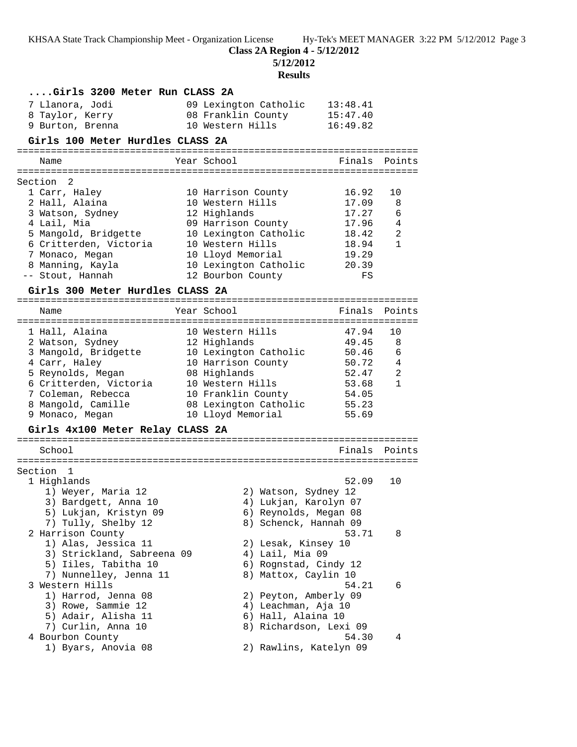## Class 2A Region 4 - 5/12/2012

**5/12/2012**

**Results**

### ....Girls 3200 Meter Run CLASS 2A

| Place | Name | Year | School | Finals |
|---|---|---|---|---|
| 7 | Llanora, Jodi | 09 | Lexington Catholic | 13:48.41 |
| 8 | Taylor, Kerry | 08 | Franklin County | 15:47.40 |
| 9 | Burton, Brenna | 10 | Western Hills | 16:49.82 |

### Girls 100 Meter Hurdles CLASS 2A

Section 2

| Place | Name | Year | School | Finals | Points |
|---|---|---|---|---|---|
| 1 | Carr, Haley | 10 | Harrison County | 16.92 | 10 |
| 2 | Hall, Alaina | 10 | Western Hills | 17.09 | 8 |
| 3 | Watson, Sydney | 12 | Highlands | 17.27 | 6 |
| 4 | Lail, Mia | 09 | Harrison County | 17.96 | 4 |
| 5 | Mangold, Bridgette | 10 | Lexington Catholic | 18.42 | 2 |
| 6 | Critterden, Victoria | 10 | Western Hills | 18.94 | 1 |
| 7 | Monaco, Megan | 10 | Lloyd Memorial | 19.29 | |
| 8 | Manning, Kayla | 10 | Lexington Catholic | 20.39 | |
| -- | Stout, Hannah | 12 | Bourbon County | FS | |

### Girls 300 Meter Hurdles CLASS 2A

| Place | Name | Year | School | Finals | Points |
|---|---|---|---|---|---|
| 1 | Hall, Alaina | 10 | Western Hills | 47.94 | 10 |
| 2 | Watson, Sydney | 12 | Highlands | 49.45 | 8 |
| 3 | Mangold, Bridgette | 10 | Lexington Catholic | 50.46 | 6 |
| 4 | Carr, Haley | 10 | Harrison County | 50.72 | 4 |
| 5 | Reynolds, Megan | 08 | Highlands | 52.47 | 2 |
| 6 | Critterden, Victoria | 10 | Western Hills | 53.68 | 1 |
| 7 | Coleman, Rebecca | 10 | Franklin County | 54.05 | |
| 8 | Mangold, Camille | 08 | Lexington Catholic | 55.23 | |
| 9 | Monaco, Megan | 10 | Lloyd Memorial | 55.69 | |

### Girls 4x100 Meter Relay CLASS 2A

Section 1

| Place | School | Finals | Points |
|---|---|---|---|
| 1 | Highlands | 52.09 | 10 |
| | 1) Weyer, Maria 12; 2) Watson, Sydney 12; 3) Bardgett, Anna 10; 4) Lukjan, Karolyn 07; 5) Lukjan, Kristyn 09; 6) Reynolds, Megan 08; 7) Tully, Shelby 12; 8) Schenck, Hannah 09 | | |
| 2 | Harrison County | 53.71 | 8 |
| | 1) Alas, Jessica 11; 2) Lesak, Kinsey 10; 3) Strickland, Sabreena 09; 4) Lail, Mia 09; 5) Iiles, Tabitha 10; 6) Rognstad, Cindy 12; 7) Nunnelley, Jenna 11; 8) Mattox, Caylin 10 | | |
| 3 | Western Hills | 54.21 | 6 |
| | 1) Harrod, Jenna 08; 2) Peyton, Amberly 09; 3) Rowe, Sammie 12; 4) Leachman, Aja 10; 5) Adair, Alisha 11; 6) Hall, Alaina 10; 7) Curlin, Anna 10; 8) Richardson, Lexi 09 | | |
| 4 | Bourbon County | 54.30 | 4 |
| | 1) Byars, Anovia 08; 2) Rawlins, Katelyn 09 | | |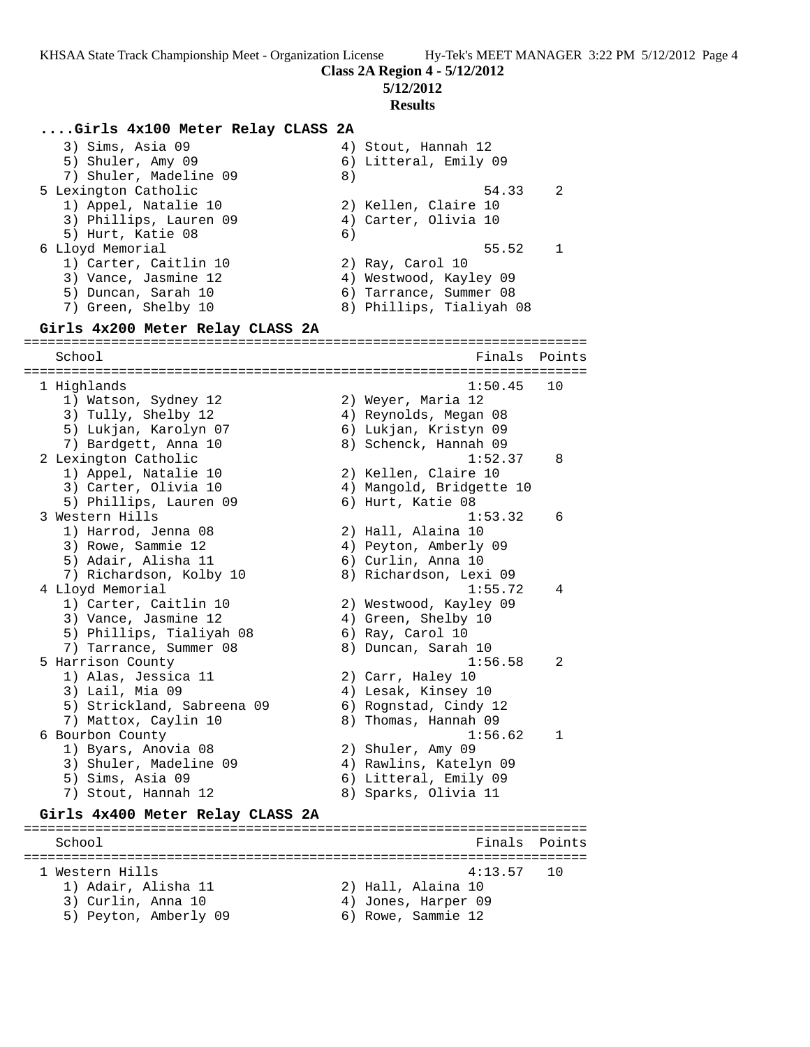**Class 2A Region 4 - 5/12/2012**

**5/12/2012**

**Results**

### ....Girls 4x100 Meter Relay CLASS 2A

```
    3) Sims, Asia 09                  4) Stout, Hannah 12
    5) Shuler, Amy 09                 6) Litteral, Emily 09
    7) Shuler, Madeline 09            8)
  5 Lexington Catholic                             54.33    2
    1) Appel, Natalie 10              2) Kellen, Claire 10
    3) Phillips, Lauren 09            4) Carter, Olivia 10
    5) Hurt, Katie 08                 6)
  6 Lloyd Memorial                                 55.52    1
    1) Carter, Caitlin 10             2) Ray, Carol 10
    3) Vance, Jasmine 12              4) Westwood, Kayley 09
    5) Duncan, Sarah 10               6) Tarrance, Summer 08
    7) Green, Shelby 10               8) Phillips, Tialiyah 08
```

### Girls 4x200 Meter Relay CLASS 2A

```
=======================================================================
    School                                            Finals  Points
=======================================================================
  1 Highlands                                        1:50.45   10
    1) Watson, Sydney 12              2) Weyer, Maria 12
    3) Tully, Shelby 12               4) Reynolds, Megan 08
    5) Lukjan, Karolyn 07             6) Lukjan, Kristyn 09
    7) Bardgett, Anna 10              8) Schenck, Hannah 09
  2 Lexington Catholic                               1:52.37    8
    1) Appel, Natalie 10              2) Kellen, Claire 10
    3) Carter, Olivia 10              4) Mangold, Bridgette 10
    5) Phillips, Lauren 09            6) Hurt, Katie 08
  3 Western Hills                                    1:53.32    6
    1) Harrod, Jenna 08               2) Hall, Alaina 10
    3) Rowe, Sammie 12                4) Peyton, Amberly 09
    5) Adair, Alisha 11               6) Curlin, Anna 10
    7) Richardson, Kolby 10           8) Richardson, Lexi 09
  4 Lloyd Memorial                                   1:55.72    4
    1) Carter, Caitlin 10             2) Westwood, Kayley 09
    3) Vance, Jasmine 12              4) Green, Shelby 10
    5) Phillips, Tialiyah 08          6) Ray, Carol 10
    7) Tarrance, Summer 08            8) Duncan, Sarah 10
  5 Harrison County                                  1:56.58    2
    1) Alas, Jessica 11               2) Carr, Haley 10
    3) Lail, Mia 09                   4) Lesak, Kinsey 10
    5) Strickland, Sabreena 09        6) Rognstad, Cindy 12
    7) Mattox, Caylin 10              8) Thomas, Hannah 09
  6 Bourbon County                                   1:56.62    1
    1) Byars, Anovia 08               2) Shuler, Amy 09
    3) Shuler, Madeline 09            4) Rawlins, Katelyn 09
    5) Sims, Asia 09                  6) Litteral, Emily 09
    7) Stout, Hannah 12               8) Sparks, Olivia 11
```

### Girls 4x400 Meter Relay CLASS 2A

```
=======================================================================
    School                                            Finals  Points
=======================================================================
  1 Western Hills                                    4:13.57   10
    1) Adair, Alisha 11               2) Hall, Alaina 10
    3) Curlin, Anna 10                4) Jones, Harper 09
    5) Peyton, Amberly 09             6) Rowe, Sammie 12
```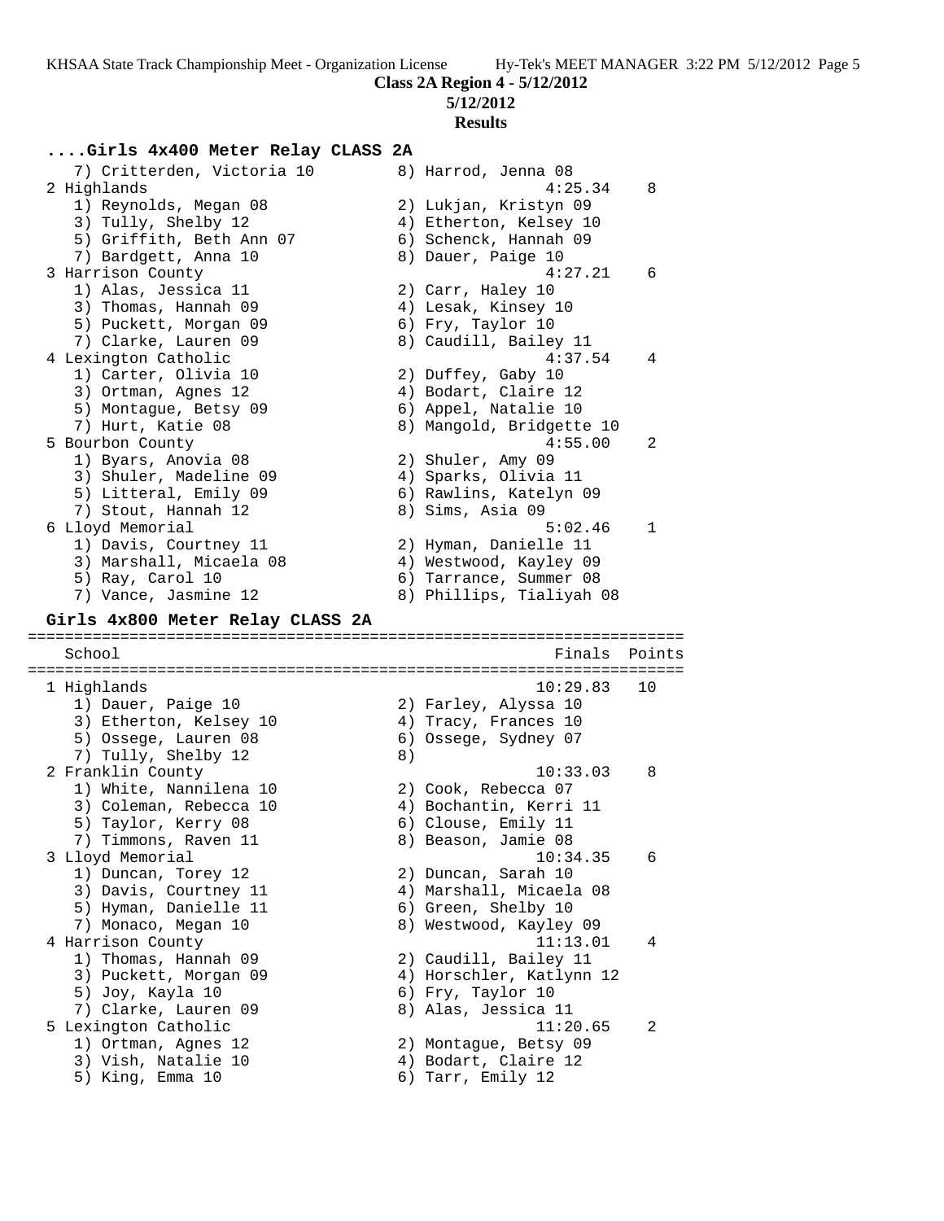**Class 2A Region 4 - 5/12/2012**

**5/12/2012**

**Results**

### ....Girls 4x400 Meter Relay CLASS 2A

```
   7) Critterden, Victoria 10         8) Harrod, Jenna 08
 2 Highlands                                        4:25.34    8
   1) Reynolds, Megan 08              2) Lukjan, Kristyn 09
   3) Tully, Shelby 12                4) Etherton, Kelsey 10
   5) Griffith, Beth Ann 07           6) Schenck, Hannah 09
   7) Bardgett, Anna 10               8) Dauer, Paige 10
 3 Harrison County                                  4:27.21    6
   1) Alas, Jessica 11                2) Carr, Haley 10
   3) Thomas, Hannah 09               4) Lesak, Kinsey 10
   5) Puckett, Morgan 09              6) Fry, Taylor 10
   7) Clarke, Lauren 09               8) Caudill, Bailey 11
 4 Lexington Catholic                               4:37.54    4
   1) Carter, Olivia 10               2) Duffey, Gaby 10
   3) Ortman, Agnes 12                4) Bodart, Claire 12
   5) Montague, Betsy 09              6) Appel, Natalie 10
   7) Hurt, Katie 08                  8) Mangold, Bridgette 10
 5 Bourbon County                                   4:55.00    2
   1) Byars, Anovia 08                2) Shuler, Amy 09
   3) Shuler, Madeline 09             4) Sparks, Olivia 11
   5) Litteral, Emily 09              6) Rawlins, Katelyn 09
   7) Stout, Hannah 12                8) Sims, Asia 09
 6 Lloyd Memorial                                   5:02.46    1
   1) Davis, Courtney 11              2) Hyman, Danielle 11
   3) Marshall, Micaela 08            4) Westwood, Kayley 09
   5) Ray, Carol 10                   6) Tarrance, Summer 08
   7) Vance, Jasmine 12               8) Phillips, Tialiyah 08
```

### Girls 4x800 Meter Relay CLASS 2A

```
=======================================================================
   School                                          Finals  Points
=======================================================================
 1 Highlands                                       10:29.83   10
   1) Dauer, Paige 10                 2) Farley, Alyssa 10
   3) Etherton, Kelsey 10             4) Tracy, Frances 10
   5) Ossege, Lauren 08               6) Ossege, Sydney 07
   7) Tully, Shelby 12                8)
 2 Franklin County                                 10:33.03    8
   1) White, Nannilena 10             2) Cook, Rebecca 07
   3) Coleman, Rebecca 10             4) Bochantin, Kerri 11
   5) Taylor, Kerry 08                6) Clouse, Emily 11
   7) Timmons, Raven 11               8) Beason, Jamie 08
 3 Lloyd Memorial                                  10:34.35    6
   1) Duncan, Torey 12                2) Duncan, Sarah 10
   3) Davis, Courtney 11              4) Marshall, Micaela 08
   5) Hyman, Danielle 11              6) Green, Shelby 10
   7) Monaco, Megan 10                8) Westwood, Kayley 09
 4 Harrison County                                 11:13.01    4
   1) Thomas, Hannah 09               2) Caudill, Bailey 11
   3) Puckett, Morgan 09              4) Horschler, Katlynn 12
   5) Joy, Kayla 10                   6) Fry, Taylor 10
   7) Clarke, Lauren 09               8) Alas, Jessica 11
 5 Lexington Catholic                              11:20.65    2
   1) Ortman, Agnes 12                2) Montague, Betsy 09
   3) Vish, Natalie 10                4) Bodart, Claire 12
   5) King, Emma 10                   6) Tarr, Emily 12
```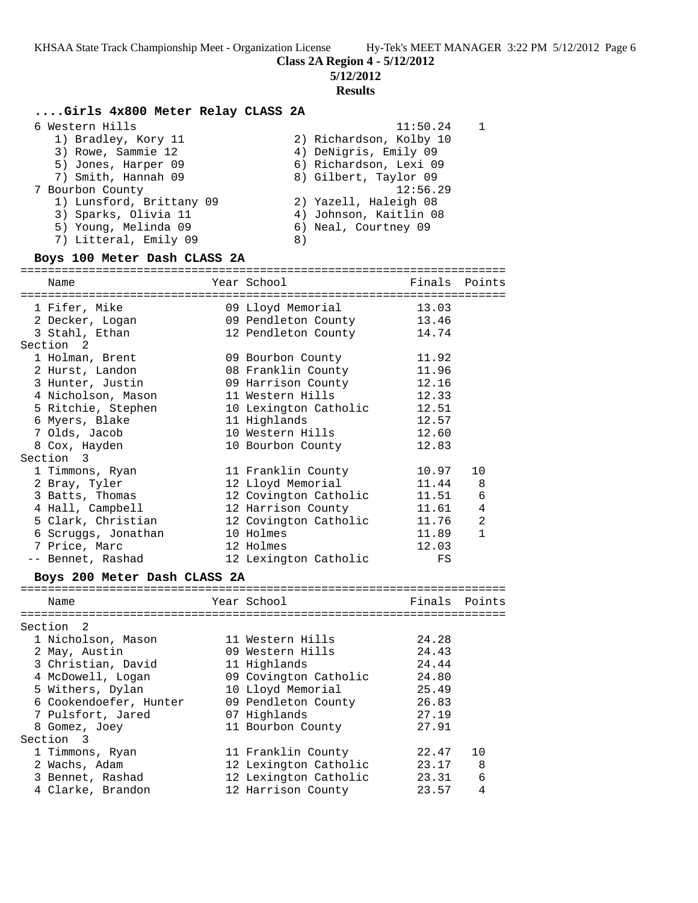**Class 2A Region 4 - 5/12/2012**

**5/12/2012**

**Results**

### ....Girls 4x800 Meter Relay CLASS 2A

| Place | Team | Finals | Points |
|---|---|---|---|
| 6 | Western Hills | 11:50.24 | 1 |
| 7 | Bourbon County | 12:56.29 | |

6 Western Hills:
1) Bradley, Kory 11
2) Richardson, Kolby 10
3) Rowe, Sammie 12
4) DeNigris, Emily 09
5) Jones, Harper 09
6) Richardson, Lexi 09
7) Smith, Hannah 09
8) Gilbert, Taylor 09

7 Bourbon County:
1) Lunsford, Brittany 09
2) Yazell, Haleigh 08
3) Sparks, Olivia 11
4) Johnson, Kaitlin 08
5) Young, Melinda 09
6) Neal, Courtney 09
7) Litteral, Emily 09
8)

### Boys 100 Meter Dash CLASS 2A

| Place | Name | Year | School | Finals | Points |
|---|---|---|---|---|---|
| 1 | Fifer, Mike | 09 | Lloyd Memorial | 13.03 | |
| 2 | Decker, Logan | 09 | Pendleton County | 13.46 | |
| 3 | Stahl, Ethan | 12 | Pendleton County | 14.74 | |
| **Section 2** | | | | | |
| 1 | Holman, Brent | 09 | Bourbon County | 11.92 | |
| 2 | Hurst, Landon | 08 | Franklin County | 11.96 | |
| 3 | Hunter, Justin | 09 | Harrison County | 12.16 | |
| 4 | Nicholson, Mason | 11 | Western Hills | 12.33 | |
| 5 | Ritchie, Stephen | 10 | Lexington Catholic | 12.51 | |
| 6 | Myers, Blake | 11 | Highlands | 12.57 | |
| 7 | Olds, Jacob | 10 | Western Hills | 12.60 | |
| 8 | Cox, Hayden | 10 | Bourbon County | 12.83 | |
| **Section 3** | | | | | |
| 1 | Timmons, Ryan | 11 | Franklin County | 10.97 | 10 |
| 2 | Bray, Tyler | 12 | Lloyd Memorial | 11.44 | 8 |
| 3 | Batts, Thomas | 12 | Covington Catholic | 11.51 | 6 |
| 4 | Hall, Campbell | 12 | Harrison County | 11.61 | 4 |
| 5 | Clark, Christian | 12 | Covington Catholic | 11.76 | 2 |
| 6 | Scruggs, Jonathan | 10 | Holmes | 11.89 | 1 |
| 7 | Price, Marc | 12 | Holmes | 12.03 | |
| -- | Bennet, Rashad | 12 | Lexington Catholic | FS | |

### Boys 200 Meter Dash CLASS 2A

| Place | Name | Year | School | Finals | Points |
|---|---|---|---|---|---|
| **Section 2** | | | | | |
| 1 | Nicholson, Mason | 11 | Western Hills | 24.28 | |
| 2 | May, Austin | 09 | Western Hills | 24.43 | |
| 3 | Christian, David | 11 | Highlands | 24.44 | |
| 4 | McDowell, Logan | 09 | Covington Catholic | 24.80 | |
| 5 | Withers, Dylan | 10 | Lloyd Memorial | 25.49 | |
| 6 | Cookendoefer, Hunter | 09 | Pendleton County | 26.83 | |
| 7 | Pulsfort, Jared | 07 | Highlands | 27.19 | |
| 8 | Gomez, Joey | 11 | Bourbon County | 27.91 | |
| **Section 3** | | | | | |
| 1 | Timmons, Ryan | 11 | Franklin County | 22.47 | 10 |
| 2 | Wachs, Adam | 12 | Lexington Catholic | 23.17 | 8 |
| 3 | Bennet, Rashad | 12 | Lexington Catholic | 23.31 | 6 |
| 4 | Clarke, Brandon | 12 | Harrison County | 23.57 | 4 |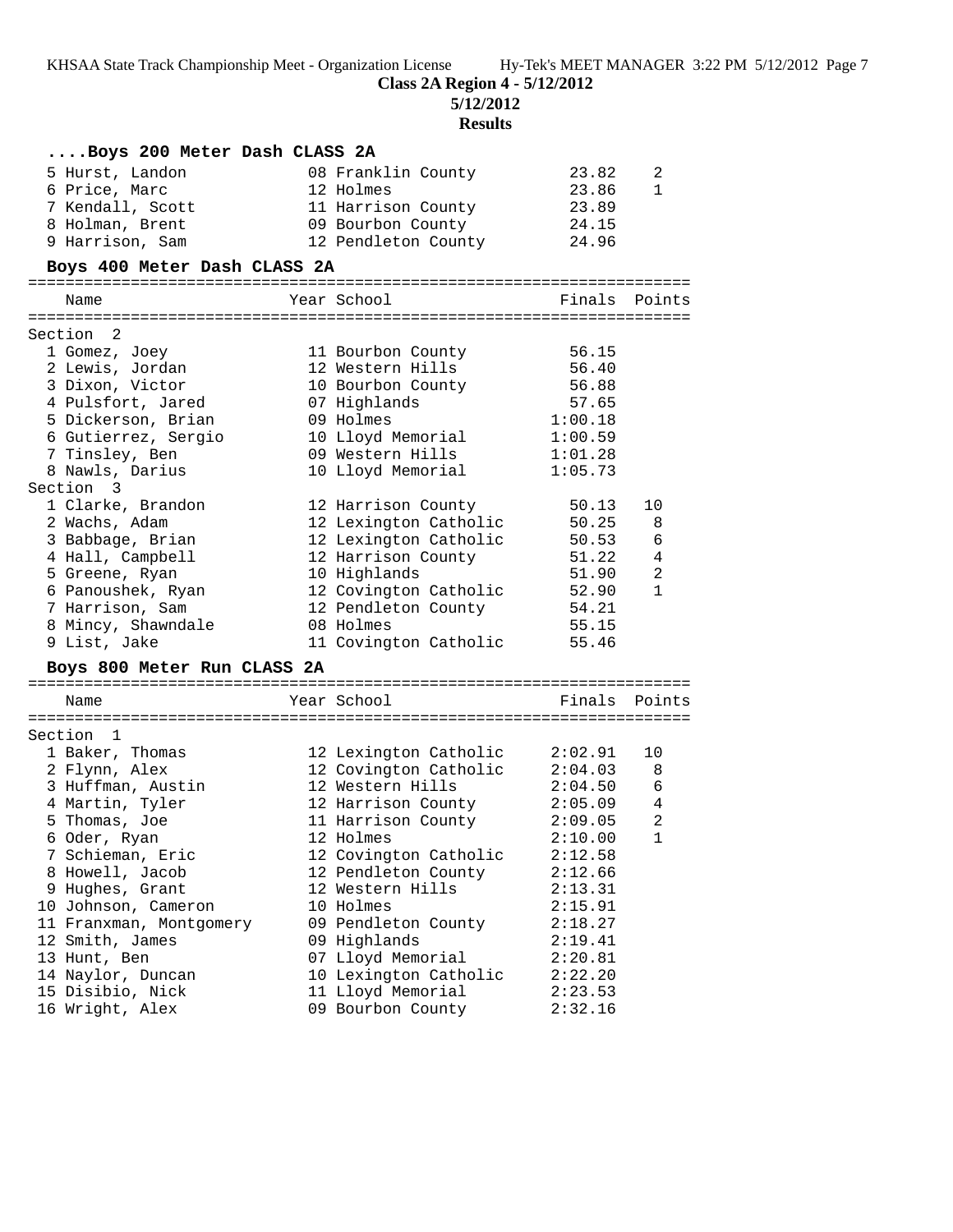**Class 2A Region 4 - 5/12/2012**

**5/12/2012**

**Results**

### ....Boys 200 Meter Dash CLASS 2A

| | Name | Year | School | Finals | Points |
|---|---|---|---|---|---|
| 5 | Hurst, Landon | 08 | Franklin County | 23.82 | 2 |
| 6 | Price, Marc | 12 | Holmes | 23.86 | 1 |
| 7 | Kendall, Scott | 11 | Harrison County | 23.89 | |
| 8 | Holman, Brent | 09 | Bourbon County | 24.15 | |
| 9 | Harrison, Sam | 12 | Pendleton County | 24.96 | |

### Boys 400 Meter Dash CLASS 2A

| | Name | Year | School | Finals | Points |
|---|---|---|---|---|---|
| **Section 2** | | | | | |
| 1 | Gomez, Joey | 11 | Bourbon County | 56.15 | |
| 2 | Lewis, Jordan | 12 | Western Hills | 56.40 | |
| 3 | Dixon, Victor | 10 | Bourbon County | 56.88 | |
| 4 | Pulsfort, Jared | 07 | Highlands | 57.65 | |
| 5 | Dickerson, Brian | 09 | Holmes | 1:00.18 | |
| 6 | Gutierrez, Sergio | 10 | Lloyd Memorial | 1:00.59 | |
| 7 | Tinsley, Ben | 09 | Western Hills | 1:01.28 | |
| 8 | Nawls, Darius | 10 | Lloyd Memorial | 1:05.73 | |
| **Section 3** | | | | | |
| 1 | Clarke, Brandon | 12 | Harrison County | 50.13 | 10 |
| 2 | Wachs, Adam | 12 | Lexington Catholic | 50.25 | 8 |
| 3 | Babbage, Brian | 12 | Lexington Catholic | 50.53 | 6 |
| 4 | Hall, Campbell | 12 | Harrison County | 51.22 | 4 |
| 5 | Greene, Ryan | 10 | Highlands | 51.90 | 2 |
| 6 | Panoushek, Ryan | 12 | Covington Catholic | 52.90 | 1 |
| 7 | Harrison, Sam | 12 | Pendleton County | 54.21 | |
| 8 | Mincy, Shawndale | 08 | Holmes | 55.15 | |
| 9 | List, Jake | 11 | Covington Catholic | 55.46 | |

### Boys 800 Meter Run CLASS 2A

| | Name | Year | School | Finals | Points |
|---|---|---|---|---|---|
| **Section 1** | | | | | |
| 1 | Baker, Thomas | 12 | Lexington Catholic | 2:02.91 | 10 |
| 2 | Flynn, Alex | 12 | Covington Catholic | 2:04.03 | 8 |
| 3 | Huffman, Austin | 12 | Western Hills | 2:04.50 | 6 |
| 4 | Martin, Tyler | 12 | Harrison County | 2:05.09 | 4 |
| 5 | Thomas, Joe | 11 | Harrison County | 2:09.05 | 2 |
| 6 | Oder, Ryan | 12 | Holmes | 2:10.00 | 1 |
| 7 | Schieman, Eric | 12 | Covington Catholic | 2:12.58 | |
| 8 | Howell, Jacob | 12 | Pendleton County | 2:12.66 | |
| 9 | Hughes, Grant | 12 | Western Hills | 2:13.31 | |
| 10 | Johnson, Cameron | 10 | Holmes | 2:15.91 | |
| 11 | Franxman, Montgomery | 09 | Pendleton County | 2:18.27 | |
| 12 | Smith, James | 09 | Highlands | 2:19.41 | |
| 13 | Hunt, Ben | 07 | Lloyd Memorial | 2:20.81 | |
| 14 | Naylor, Duncan | 10 | Lexington Catholic | 2:22.20 | |
| 15 | Disibio, Nick | 11 | Lloyd Memorial | 2:23.53 | |
| 16 | Wright, Alex | 09 | Bourbon County | 2:32.16 | |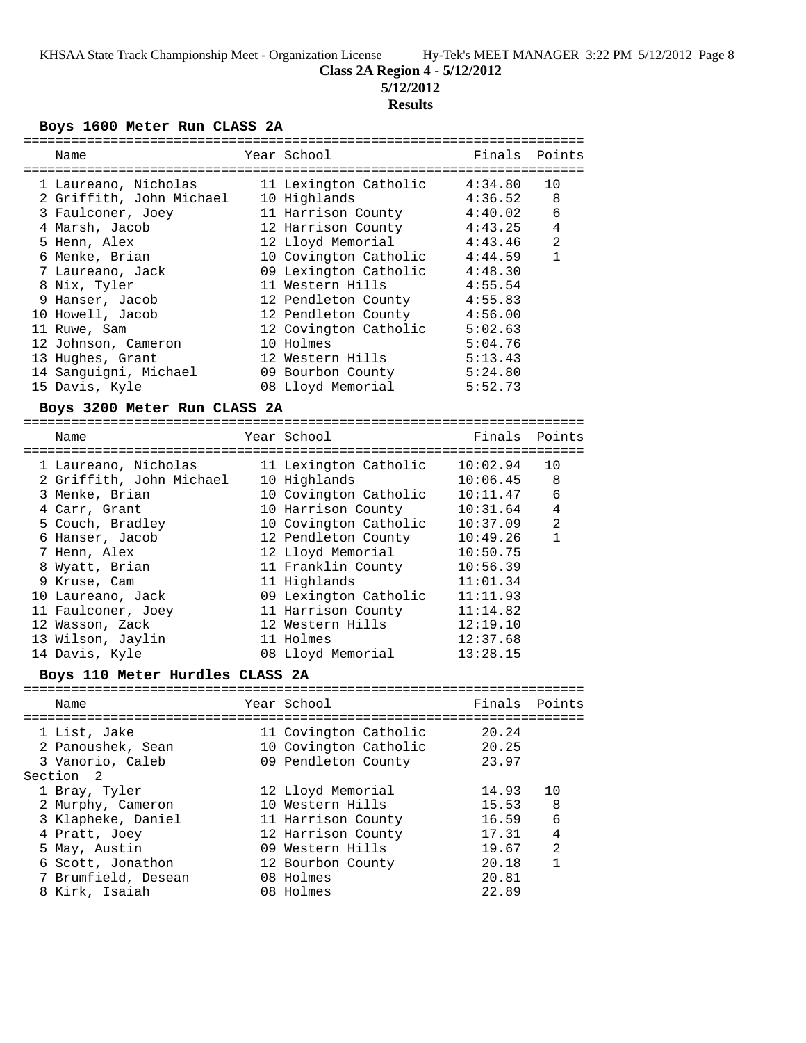**Class 2A Region 4 - 5/12/2012**

**5/12/2012**

**Results**

### Boys 1600 Meter Run CLASS 2A

| | Name | Year | School | Finals | Points |
|---|---|---|---|---|---|
| 1 | Laureano, Nicholas | 11 | Lexington Catholic | 4:34.80 | 10 |
| 2 | Griffith, John Michael | 10 | Highlands | 4:36.52 | 8 |
| 3 | Faulconer, Joey | 11 | Harrison County | 4:40.02 | 6 |
| 4 | Marsh, Jacob | 12 | Harrison County | 4:43.25 | 4 |
| 5 | Henn, Alex | 12 | Lloyd Memorial | 4:43.46 | 2 |
| 6 | Menke, Brian | 10 | Covington Catholic | 4:44.59 | 1 |
| 7 | Laureano, Jack | 09 | Lexington Catholic | 4:48.30 | |
| 8 | Nix, Tyler | 11 | Western Hills | 4:55.54 | |
| 9 | Hanser, Jacob | 12 | Pendleton County | 4:55.83 | |
| 10 | Howell, Jacob | 12 | Pendleton County | 4:56.00 | |
| 11 | Ruwe, Sam | 12 | Covington Catholic | 5:02.63 | |
| 12 | Johnson, Cameron | 10 | Holmes | 5:04.76 | |
| 13 | Hughes, Grant | 12 | Western Hills | 5:13.43 | |
| 14 | Sanguigni, Michael | 09 | Bourbon County | 5:24.80 | |
| 15 | Davis, Kyle | 08 | Lloyd Memorial | 5:52.73 | |

### Boys 3200 Meter Run CLASS 2A

| | Name | Year | School | Finals | Points |
|---|---|---|---|---|---|
| 1 | Laureano, Nicholas | 11 | Lexington Catholic | 10:02.94 | 10 |
| 2 | Griffith, John Michael | 10 | Highlands | 10:06.45 | 8 |
| 3 | Menke, Brian | 10 | Covington Catholic | 10:11.47 | 6 |
| 4 | Carr, Grant | 10 | Harrison County | 10:31.64 | 4 |
| 5 | Couch, Bradley | 10 | Covington Catholic | 10:37.09 | 2 |
| 6 | Hanser, Jacob | 12 | Pendleton County | 10:49.26 | 1 |
| 7 | Henn, Alex | 12 | Lloyd Memorial | 10:50.75 | |
| 8 | Wyatt, Brian | 11 | Franklin County | 10:56.39 | |
| 9 | Kruse, Cam | 11 | Highlands | 11:01.34 | |
| 10 | Laureano, Jack | 09 | Lexington Catholic | 11:11.93 | |
| 11 | Faulconer, Joey | 11 | Harrison County | 11:14.82 | |
| 12 | Wasson, Zack | 12 | Western Hills | 12:19.10 | |
| 13 | Wilson, Jaylin | 11 | Holmes | 12:37.68 | |
| 14 | Davis, Kyle | 08 | Lloyd Memorial | 13:28.15 | |

### Boys 110 Meter Hurdles CLASS 2A

| | Name | Year | School | Finals | Points |
|---|---|---|---|---|---|
| 1 | List, Jake | 11 | Covington Catholic | 20.24 | |
| 2 | Panoushek, Sean | 10 | Covington Catholic | 20.25 | |
| 3 | Vanorio, Caleb | 09 | Pendleton County | 23.97 | |
| Section 2 | | | | | |
| 1 | Bray, Tyler | 12 | Lloyd Memorial | 14.93 | 10 |
| 2 | Murphy, Cameron | 10 | Western Hills | 15.53 | 8 |
| 3 | Klapheke, Daniel | 11 | Harrison County | 16.59 | 6 |
| 4 | Pratt, Joey | 12 | Harrison County | 17.31 | 4 |
| 5 | May, Austin | 09 | Western Hills | 19.67 | 2 |
| 6 | Scott, Jonathon | 12 | Bourbon County | 20.18 | 1 |
| 7 | Brumfield, Desean | 08 | Holmes | 20.81 | |
| 8 | Kirk, Isaiah | 08 | Holmes | 22.89 | |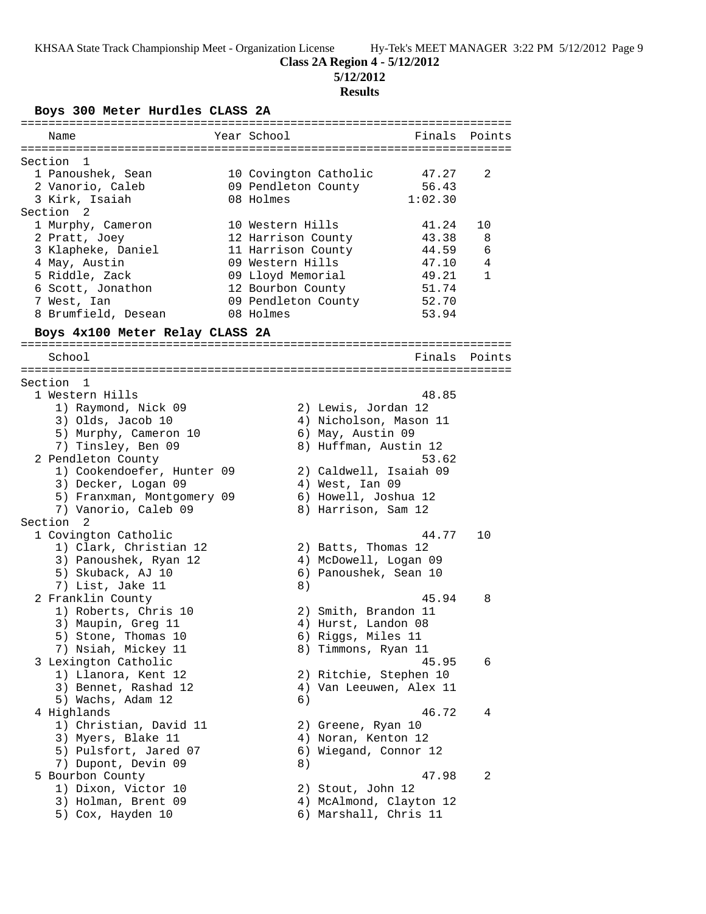**Class 2A Region 4 - 5/12/2012**

**5/12/2012**

**Results**

### Boys 300 Meter Hurdles CLASS 2A

| | Name | Year | School | Finals | Points |
|---|---|---|---|---|---|
| **Section 1** | | | | | |
| 1 | Panoushek, Sean | 10 | Covington Catholic | 47.27 | 2 |
| 2 | Vanorio, Caleb | 09 | Pendleton County | 56.43 | |
| 3 | Kirk, Isaiah | 08 | Holmes | 1:02.30 | |
| **Section 2** | | | | | |
| 1 | Murphy, Cameron | 10 | Western Hills | 41.24 | 10 |
| 2 | Pratt, Joey | 12 | Harrison County | 43.38 | 8 |
| 3 | Klapheke, Daniel | 11 | Harrison County | 44.59 | 6 |
| 4 | May, Austin | 09 | Western Hills | 47.10 | 4 |
| 5 | Riddle, Zack | 09 | Lloyd Memorial | 49.21 | 1 |
| 6 | Scott, Jonathon | 12 | Bourbon County | 51.74 | |
| 7 | West, Ian | 09 | Pendleton County | 52.70 | |
| 8 | Brumfield, Desean | 08 | Holmes | 53.94 | |

### Boys 4x100 Meter Relay CLASS 2A

| | School | Finals | Points |
|---|---|---|---|
| **Section 1** | | | |
| 1 | Western Hills | 48.85 | |
| | 1) Raymond, Nick 09; 2) Lewis, Jordan 12; 3) Olds, Jacob 10; 4) Nicholson, Mason 11; 5) Murphy, Cameron 10; 6) May, Austin 09; 7) Tinsley, Ben 09; 8) Huffman, Austin 12 | | |
| 2 | Pendleton County | 53.62 | |
| | 1) Cookendoefer, Hunter 09; 2) Caldwell, Isaiah 09; 3) Decker, Logan 09; 4) West, Ian 09; 5) Franxman, Montgomery 09; 6) Howell, Joshua 12; 7) Vanorio, Caleb 09; 8) Harrison, Sam 12 | | |
| **Section 2** | | | |
| 1 | Covington Catholic | 44.77 | 10 |
| | 1) Clark, Christian 12; 2) Batts, Thomas 12; 3) Panoushek, Ryan 12; 4) McDowell, Logan 09; 5) Skuback, AJ 10; 6) Panoushek, Sean 10; 7) List, Jake 11; 8) | | |
| 2 | Franklin County | 45.94 | 8 |
| | 1) Roberts, Chris 10; 2) Smith, Brandon 11; 3) Maupin, Greg 11; 4) Hurst, Landon 08; 5) Stone, Thomas 10; 6) Riggs, Miles 11; 7) Nsiah, Mickey 11; 8) Timmons, Ryan 11 | | |
| 3 | Lexington Catholic | 45.95 | 6 |
| | 1) Llanora, Kent 12; 2) Ritchie, Stephen 10; 3) Bennet, Rashad 12; 4) Van Leeuwen, Alex 11; 5) Wachs, Adam 12; 6) | | |
| 4 | Highlands | 46.72 | 4 |
| | 1) Christian, David 11; 2) Greene, Ryan 10; 3) Myers, Blake 11; 4) Noran, Kenton 12; 5) Pulsfort, Jared 07; 6) Wiegand, Connor 12; 7) Dupont, Devin 09; 8) | | |
| 5 | Bourbon County | 47.98 | 2 |
| | 1) Dixon, Victor 10; 2) Stout, John 12; 3) Holman, Brent 09; 4) McAlmond, Clayton 12; 5) Cox, Hayden 10; 6) Marshall, Chris 11 | | |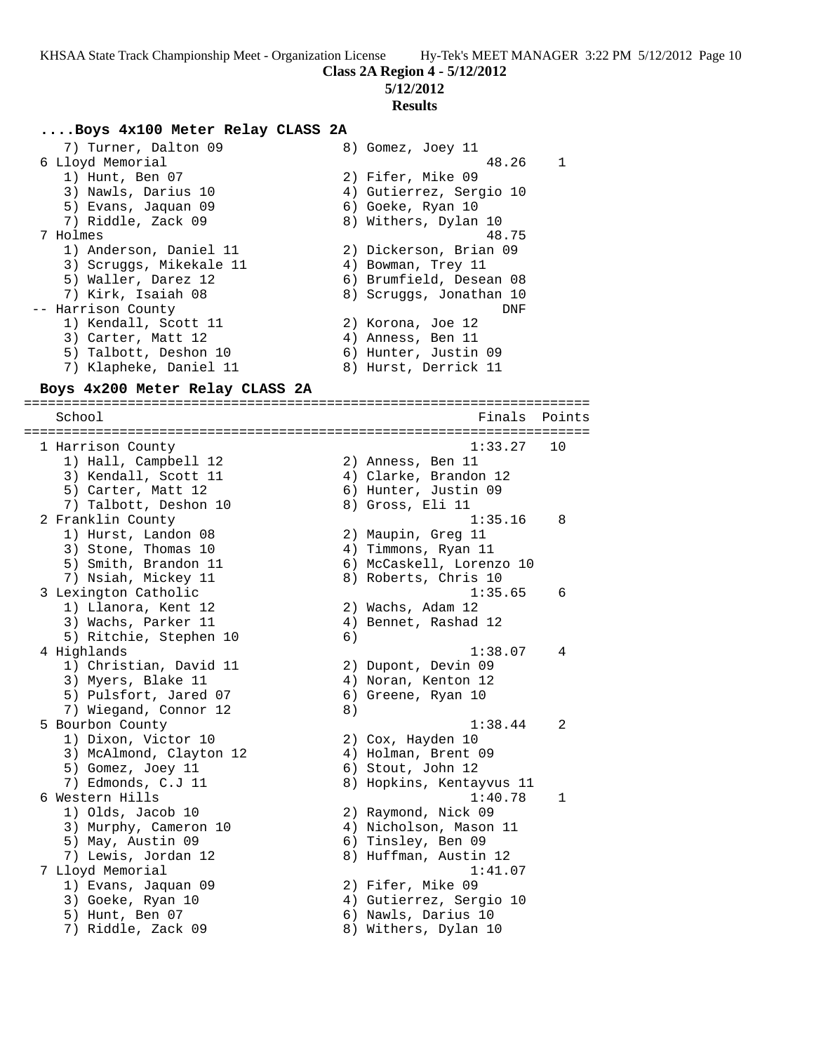**Class 2A Region 4 - 5/12/2012**

**5/12/2012**

**Results**

## ....Boys 4x100 Meter Relay CLASS 2A

```
    7) Turner, Dalton 09              8) Gomez, Joey 11
 6 Lloyd Memorial                                 48.26    1
    1) Hunt, Ben 07                   2) Fifer, Mike 09
    3) Nawls, Darius 10               4) Gutierrez, Sergio 10
    5) Evans, Jaquan 09               6) Goeke, Ryan 10
    7) Riddle, Zack 09                8) Withers, Dylan 10
 7 Holmes                                         48.75
    1) Anderson, Daniel 11            2) Dickerson, Brian 09
    3) Scruggs, Mikekale 11           4) Bowman, Trey 11
    5) Waller, Darez 12               6) Brumfield, Desean 08
    7) Kirk, Isaiah 08                8) Scruggs, Jonathan 10
-- Harrison County                                  DNF
    1) Kendall, Scott 11              2) Korona, Joe 12
    3) Carter, Matt 12                4) Anness, Ben 11
    5) Talbott, Deshon 10             6) Hunter, Justin 09
    7) Klapheke, Daniel 11            8) Hurst, Derrick 11
```

## Boys 4x200 Meter Relay CLASS 2A

```
=======================================================================
    School                                            Finals  Points
=======================================================================
 1 Harrison County                                 1:33.27   10
    1) Hall, Campbell 12              2) Anness, Ben 11
    3) Kendall, Scott 11              4) Clarke, Brandon 12
    5) Carter, Matt 12                6) Hunter, Justin 09
    7) Talbott, Deshon 10             8) Gross, Eli 11
 2 Franklin County                                 1:35.16    8
    1) Hurst, Landon 08               2) Maupin, Greg 11
    3) Stone, Thomas 10               4) Timmons, Ryan 11
    5) Smith, Brandon 11              6) McCaskell, Lorenzo 10
    7) Nsiah, Mickey 11               8) Roberts, Chris 10
 3 Lexington Catholic                              1:35.65    6
    1) Llanora, Kent 12               2) Wachs, Adam 12
    3) Wachs, Parker 11               4) Bennet, Rashad 12
    5) Ritchie, Stephen 10            6)
 4 Highlands                                       1:38.07    4
    1) Christian, David 11            2) Dupont, Devin 09
    3) Myers, Blake 11                4) Noran, Kenton 12
    5) Pulsfort, Jared 07             6) Greene, Ryan 10
    7) Wiegand, Connor 12             8)
 5 Bourbon County                                  1:38.44    2
    1) Dixon, Victor 10               2) Cox, Hayden 10
    3) McAlmond, Clayton 12           4) Holman, Brent 09
    5) Gomez, Joey 11                 6) Stout, John 12
    7) Edmonds, C.J 11                8) Hopkins, Kentayvus 11
 6 Western Hills                                   1:40.78    1
    1) Olds, Jacob 10                 2) Raymond, Nick 09
    3) Murphy, Cameron 10             4) Nicholson, Mason 11
    5) May, Austin 09                 6) Tinsley, Ben 09
    7) Lewis, Jordan 12               8) Huffman, Austin 12
 7 Lloyd Memorial                                  1:41.07
    1) Evans, Jaquan 09               2) Fifer, Mike 09
    3) Goeke, Ryan 10                 4) Gutierrez, Sergio 10
    5) Hunt, Ben 07                   6) Nawls, Darius 10
    7) Riddle, Zack 09                8) Withers, Dylan 10
```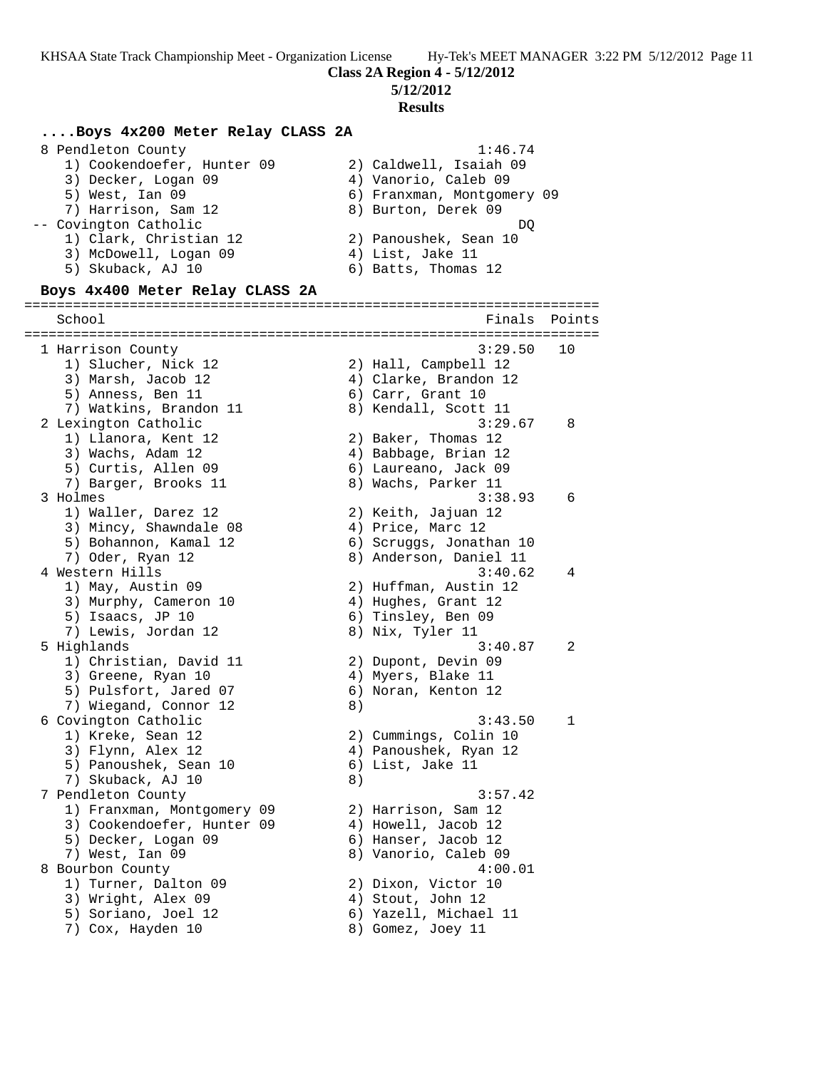**Class 2A Region 4 - 5/12/2012**

**5/12/2012**

**Results**

### ....Boys 4x200 Meter Relay CLASS 2A

```
 8 Pendleton County                                     1:46.74
    1) Cookendoefer, Hunter 09         2) Caldwell, Isaiah 09
    3) Decker, Logan 09                4) Vanorio, Caleb 09
    5) West, Ian 09                    6) Franxman, Montgomery 09
    7) Harrison, Sam 12                8) Burton, Derek 09
 -- Covington Catholic                                       DQ
    1) Clark, Christian 12             2) Panoushek, Sean 10
    3) McDowell, Logan 09              4) List, Jake 11
    5) Skuback, AJ 10                  6) Batts, Thomas 12
```

### Boys 4x400 Meter Relay CLASS 2A

```
=======================================================================
    School                                               Finals  Points
=======================================================================
  1 Harrison County                                     3:29.50   10
     1) Slucher, Nick 12                2) Hall, Campbell 12
     3) Marsh, Jacob 12                 4) Clarke, Brandon 12
     5) Anness, Ben 11                  6) Carr, Grant 10
     7) Watkins, Brandon 11             8) Kendall, Scott 11
  2 Lexington Catholic                                  3:29.67    8
     1) Llanora, Kent 12                2) Baker, Thomas 12
     3) Wachs, Adam 12                  4) Babbage, Brian 12
     5) Curtis, Allen 09                6) Laureano, Jack 09
     7) Barger, Brooks 11               8) Wachs, Parker 11
  3 Holmes                                              3:38.93    6
     1) Waller, Darez 12                2) Keith, Jajuan 12
     3) Mincy, Shawndale 08             4) Price, Marc 12
     5) Bohannon, Kamal 12              6) Scruggs, Jonathan 10
     7) Oder, Ryan 12                   8) Anderson, Daniel 11
  4 Western Hills                                       3:40.62    4
     1) May, Austin 09                  2) Huffman, Austin 12
     3) Murphy, Cameron 10              4) Hughes, Grant 12
     5) Isaacs, JP 10                   6) Tinsley, Ben 09
     7) Lewis, Jordan 12                8) Nix, Tyler 11
  5 Highlands                                           3:40.87    2
     1) Christian, David 11             2) Dupont, Devin 09
     3) Greene, Ryan 10                 4) Myers, Blake 11
     5) Pulsfort, Jared 07              6) Noran, Kenton 12
     7) Wiegand, Connor 12              8)
  6 Covington Catholic                                  3:43.50    1
     1) Kreke, Sean 12                  2) Cummings, Colin 10
     3) Flynn, Alex 12                  4) Panoushek, Ryan 12
     5) Panoushek, Sean 10              6) List, Jake 11
     7) Skuback, AJ 10                  8)
  7 Pendleton County                                    3:57.42
     1) Franxman, Montgomery 09         2) Harrison, Sam 12
     3) Cookendoefer, Hunter 09         4) Howell, Jacob 12
     5) Decker, Logan 09                6) Hanser, Jacob 12
     7) West, Ian 09                    8) Vanorio, Caleb 09
  8 Bourbon County                                      4:00.01
     1) Turner, Dalton 09               2) Dixon, Victor 10
     3) Wright, Alex 09                 4) Stout, John 12
     5) Soriano, Joel 12                6) Yazell, Michael 11
     7) Cox, Hayden 10                  8) Gomez, Joey 11
```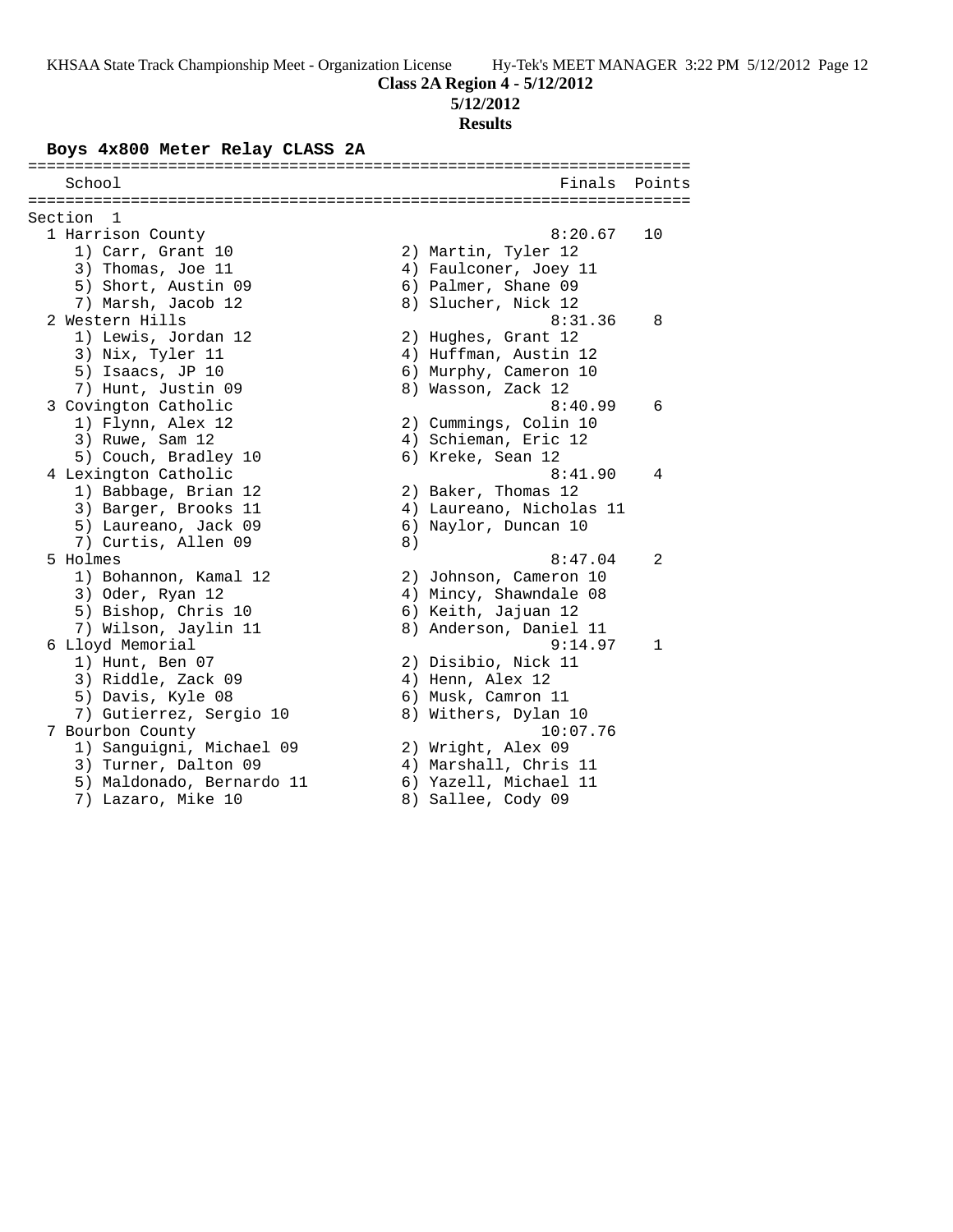**Class 2A Region 4 - 5/12/2012**

**5/12/2012**

**Results**

### Boys 4x800 Meter Relay CLASS 2A

```
=======================================================================
    School                                               Finals  Points
=======================================================================
Section  1
  1 Harrison County                                     8:20.67   10
     1) Carr, Grant 10                 2) Martin, Tyler 12
     3) Thomas, Joe 11                 4) Faulconer, Joey 11
     5) Short, Austin 09               6) Palmer, Shane 09
     7) Marsh, Jacob 12                8) Slucher, Nick 12
  2 Western Hills                                       8:31.36    8
     1) Lewis, Jordan 12               2) Hughes, Grant 12
     3) Nix, Tyler 11                  4) Huffman, Austin 12
     5) Isaacs, JP 10                  6) Murphy, Cameron 10
     7) Hunt, Justin 09                8) Wasson, Zack 12
  3 Covington Catholic                                  8:40.99    6
     1) Flynn, Alex 12                 2) Cummings, Colin 10
     3) Ruwe, Sam 12                   4) Schieman, Eric 12
     5) Couch, Bradley 10              6) Kreke, Sean 12
  4 Lexington Catholic                                  8:41.90    4
     1) Babbage, Brian 12              2) Baker, Thomas 12
     3) Barger, Brooks 11              4) Laureano, Nicholas 11
     5) Laureano, Jack 09              6) Naylor, Duncan 10
     7) Curtis, Allen 09               8)
  5 Holmes                                              8:47.04    2
     1) Bohannon, Kamal 12             2) Johnson, Cameron 10
     3) Oder, Ryan 12                  4) Mincy, Shawndale 08
     5) Bishop, Chris 10               6) Keith, Jajuan 12
     7) Wilson, Jaylin 11              8) Anderson, Daniel 11
  6 Lloyd Memorial                                      9:14.97    1
     1) Hunt, Ben 07                   2) Disibio, Nick 11
     3) Riddle, Zack 09                4) Henn, Alex 12
     5) Davis, Kyle 08                 6) Musk, Camron 11
     7) Gutierrez, Sergio 10           8) Withers, Dylan 10
  7 Bourbon County                                     10:07.76
     1) Sanguigni, Michael 09          2) Wright, Alex 09
     3) Turner, Dalton 09              4) Marshall, Chris 11
     5) Maldonado, Bernardo 11         6) Yazell, Michael 11
     7) Lazaro, Mike 10                8) Sallee, Cody 09
```